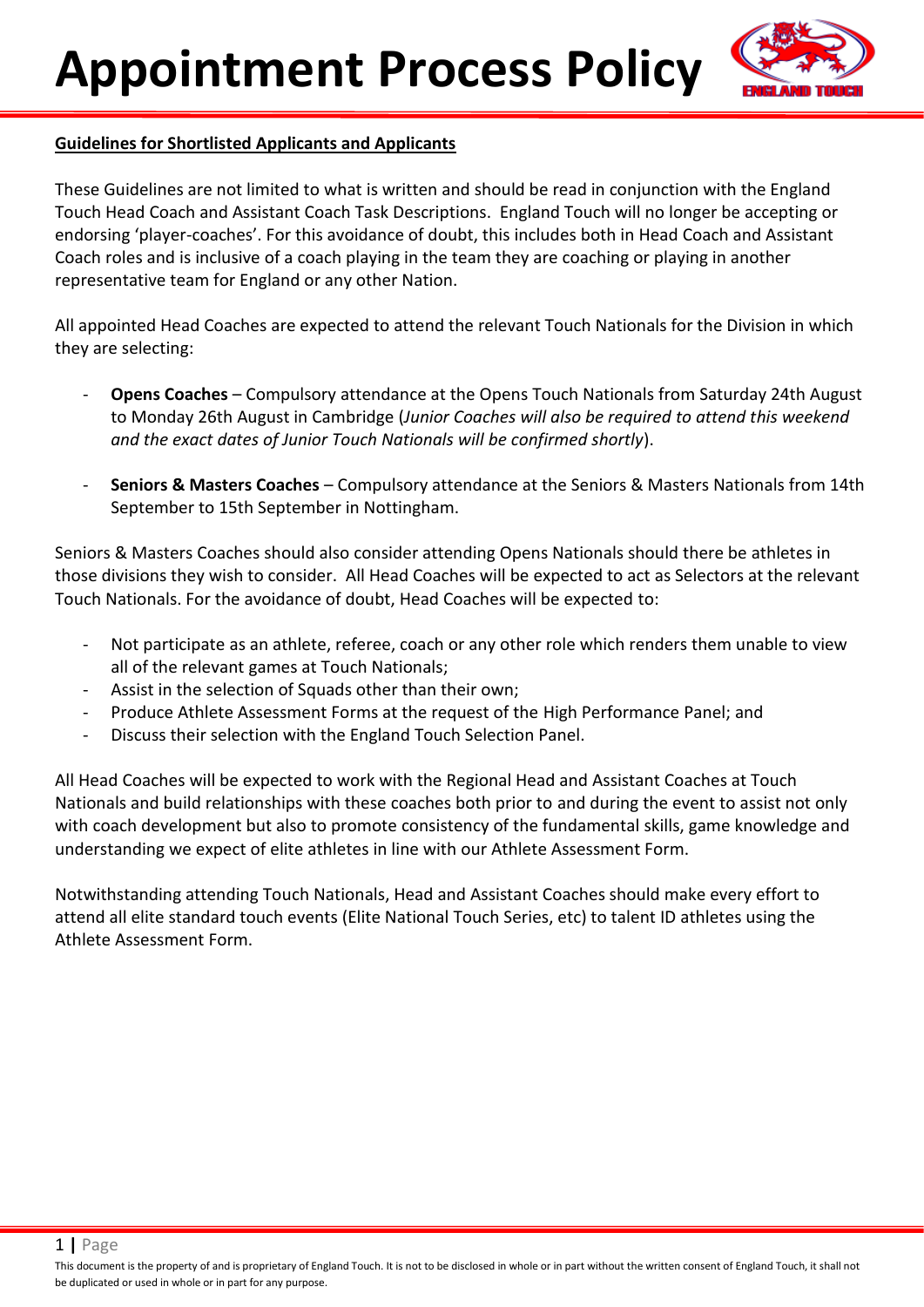# Appointment Process Policy

**Guidelines for Shortlisted Applicants and Applicants**

These Guidelines are not limited to what is written and should be read in conjunction with the England Touch Head Coach and Assistant Coach Task Descriptions. England Touch will no longer be accepting or endorsing 'player-coaches'. For this avoidance of doubt, this includes both in Head Coach and Assistant Coach roles and is inclusive of a coach playing in the team they are coaching or playing in another representative team for England or any other Nation.

All appointed Head Coaches are expected to attend the relevant Touch Nationals for the Division in which they are selecting:

- **Opens Coaches** – Compulsory attendance at the Opens Touch Nationals from Saturday 24th August to Monday 26th August in Cambridge (*Junior Coaches will also be required to attend this weekend and the exact dates of Junior Touch Nationals will be confirmed shortly*).

- **Seniors & Masters Coaches** – Compulsory attendance at the Seniors & Masters Nationals from 14th September to 15th September in Nottingham.

Seniors & Masters Coaches should also consider attending Opens Nationals should there be athletes in those divisions they wish to consider. All Head Coaches will be expected to act as Selectors at the relevant Touch Nationals. For the avoidance of doubt, Head Coaches will be expected to:

- Not participate as an athlete, referee, coach or any other role which renders them unable to view all of the relevant games at Touch Nationals;
- Assist in the selection of Squads other than their own;
- Produce Athlete Assessment Forms at the request of the High Performance Panel; and
- Discuss their selection with the England Touch Selection Panel.

All Head Coaches will be expected to work with the Regional Head and Assistant Coaches at Touch Nationals and build relationships with these coaches both prior to and during the event to assist not only with coach development but also to promote consistency of the fundamental skills, game knowledge and understanding we expect of elite athletes in line with our Athlete Assessment Form.

Notwithstanding attending Touch Nationals, Head and Assistant Coaches should make every effort to attend all elite standard touch events (Elite National Touch Series, etc) to talent ID athletes using the Athlete Assessment Form.

This document is the property of and is proprietary of England Touch. It is not to be disclosed in whole or in part without the written consent of England Touch, it shall not be duplicated or used in whole or in part for any purpose.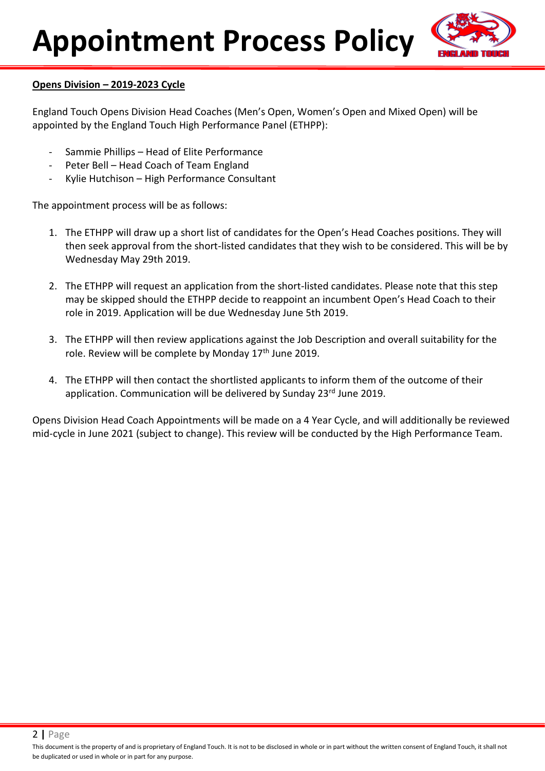# Appointment Process Policy

**Opens Division – 2019-2023 Cycle**

England Touch Opens Division Head Coaches (Men's Open, Women's Open and Mixed Open) will be appointed by the England Touch High Performance Panel (ETHPP):

- Sammie Phillips – Head of Elite Performance
- Peter Bell – Head Coach of Team England
- Kylie Hutchison – High Performance Consultant

The appointment process will be as follows:

1. The ETHPP will draw up a short list of candidates for the Open's Head Coaches positions. They will then seek approval from the short-listed candidates that they wish to be considered. This will be by Wednesday May 29th 2019.

2. The ETHPP will request an application from the short-listed candidates. Please note that this step may be skipped should the ETHPP decide to reappoint an incumbent Open's Head Coach to their role in 2019. Application will be due Wednesday June 5th 2019.

3. The ETHPP will then review applications against the Job Description and overall suitability for the role. Review will be complete by Monday 17th June 2019.

4. The ETHPP will then contact the shortlisted applicants to inform them of the outcome of their application. Communication will be delivered by Sunday 23rd June 2019.

Opens Division Head Coach Appointments will be made on a 4 Year Cycle, and will additionally be reviewed mid-cycle in June 2021 (subject to change). This review will be conducted by the High Performance Team.

This document is the property of and is proprietary of England Touch. It is not to be disclosed in whole or in part without the written consent of England Touch, it shall not be duplicated or used in whole or in part for any purpose.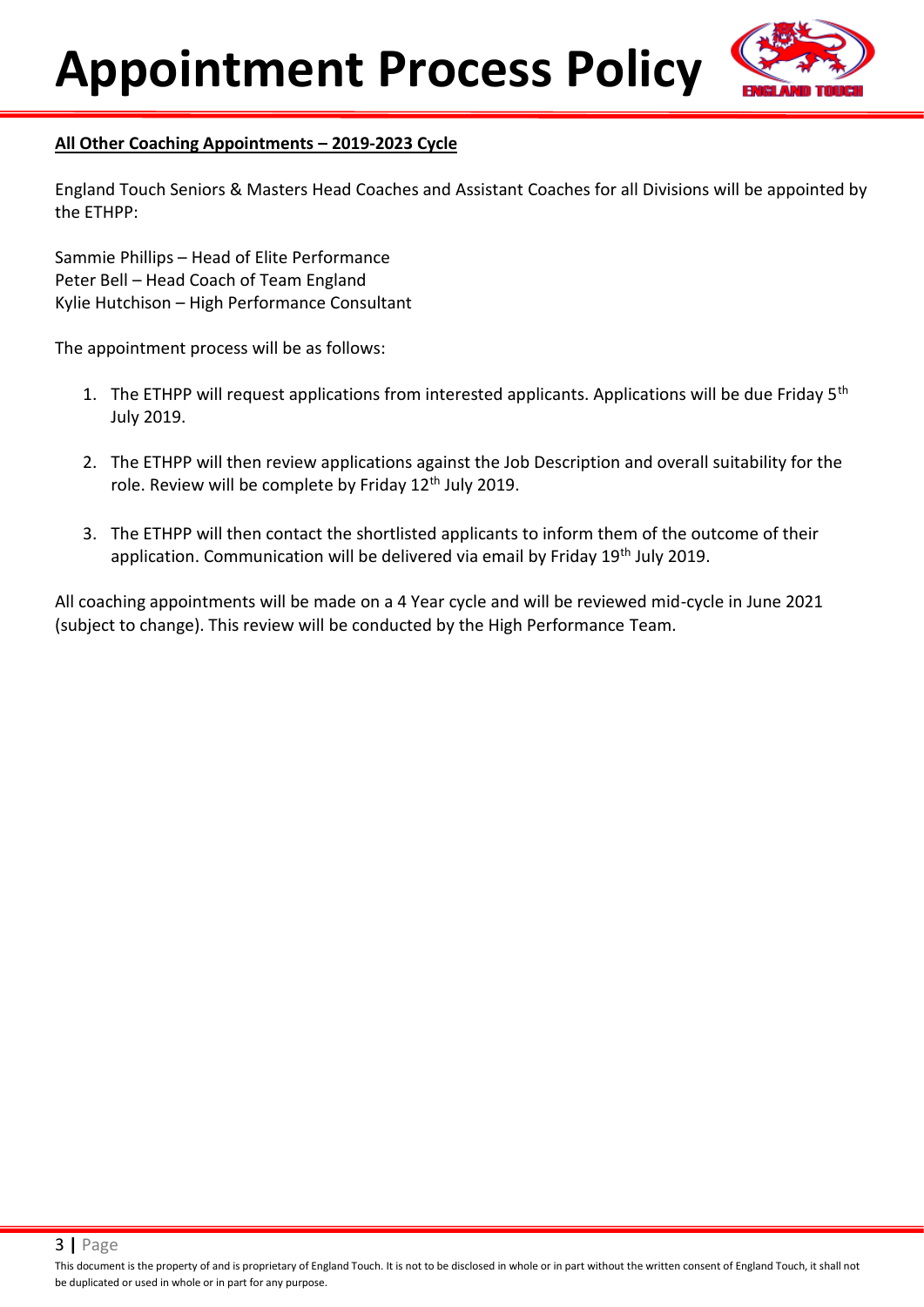**All Other Coaching Appointments – 2019-2023 Cycle**

England Touch Seniors & Masters Head Coaches and Assistant Coaches for all Divisions will be appointed by the ETHPP:

Sammie Phillips – Head of Elite Performance
Peter Bell – Head Coach of Team England
Kylie Hutchison – High Performance Consultant

The appointment process will be as follows:

1. The ETHPP will request applications from interested applicants. Applications will be due Friday 5th July 2019.

2. The ETHPP will then review applications against the Job Description and overall suitability for the role. Review will be complete by Friday 12th July 2019.

3. The ETHPP will then contact the shortlisted applicants to inform them of the outcome of their application. Communication will be delivered via email by Friday 19th July 2019.

All coaching appointments will be made on a 4 Year cycle and will be reviewed mid-cycle in June 2021 (subject to change). This review will be conducted by the High Performance Team.

This document is the property of and is proprietary of England Touch. It is not to be disclosed in whole or in part without the written consent of England Touch, it shall not be duplicated or used in whole or in part for any purpose.